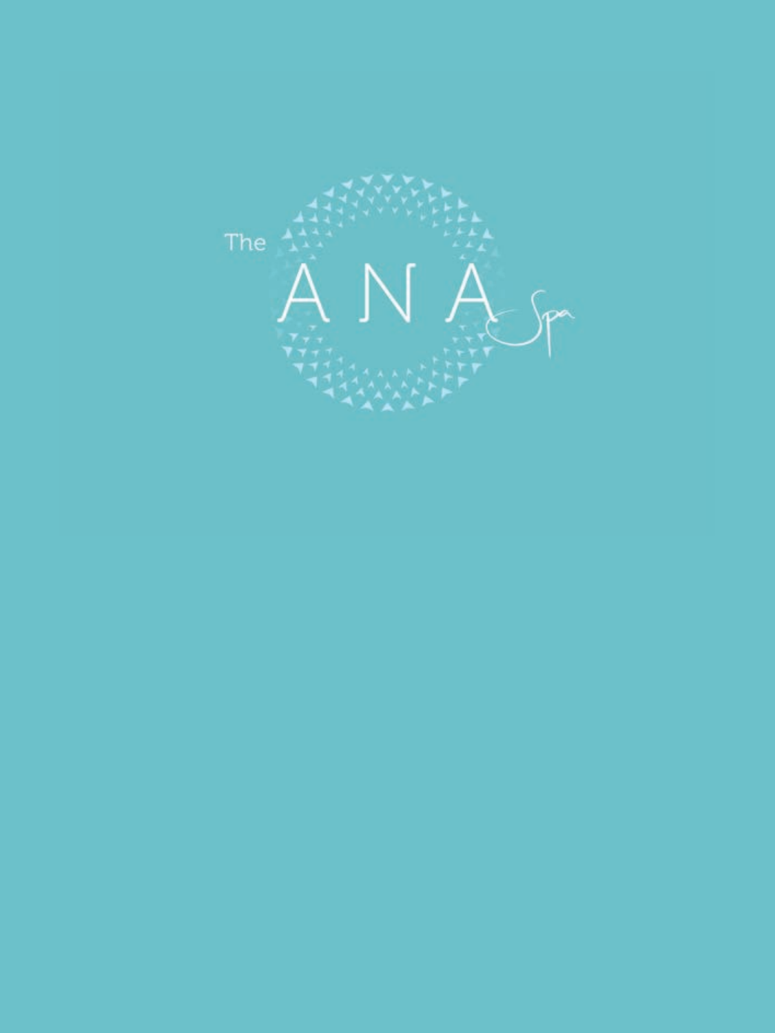# The ANA Spa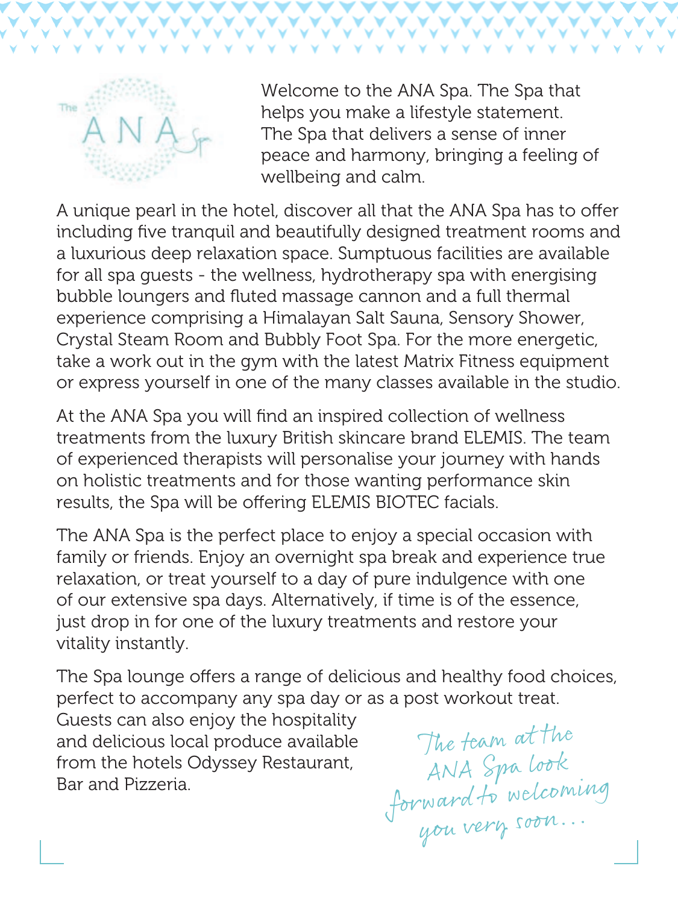Welcome to the ANA Spa. The Spa that helps you make a lifestyle statement. The Spa that delivers a sense of inner peace and harmony, bringing a feeling of wellbeing and calm.

A unique pearl in the hotel, discover all that the ANA Spa has to offer including five tranquil and beautifully designed treatment rooms and a luxurious deep relaxation space. Sumptuous facilities are available for all spa guests - the wellness, hydrotherapy spa with energising bubble loungers and fluted massage cannon and a full thermal experience comprising a Himalayan Salt Sauna, Sensory Shower, Crystal Steam Room and Bubbly Foot Spa. For the more energetic, take a work out in the gym with the latest Matrix Fitness equipment or express yourself in one of the many classes available in the studio.

At the ANA Spa you will find an inspired collection of wellness treatments from the luxury British skincare brand ELEMIS. The team of experienced therapists will personalise your journey with hands on holistic treatments and for those wanting performance skin results, the Spa will be offering ELEMIS BIOTEC facials.

The ANA Spa is the perfect place to enjoy a special occasion with family or friends. Enjoy an overnight spa break and experience true relaxation, or treat yourself to a day of pure indulgence with one of our extensive spa days. Alternatively, if time is of the essence, just drop in for one of the luxury treatments and restore your vitality instantly.

The Spa lounge offers a range of delicious and healthy food choices, perfect to accompany any spa day or as a post workout treat. Guests can also enjoy the hospitality and delicious local produce available from the hotels Odyssey Restaurant, Bar and Pizzeria.

*The team at the ANA Spa look forward to welcoming you very soon...*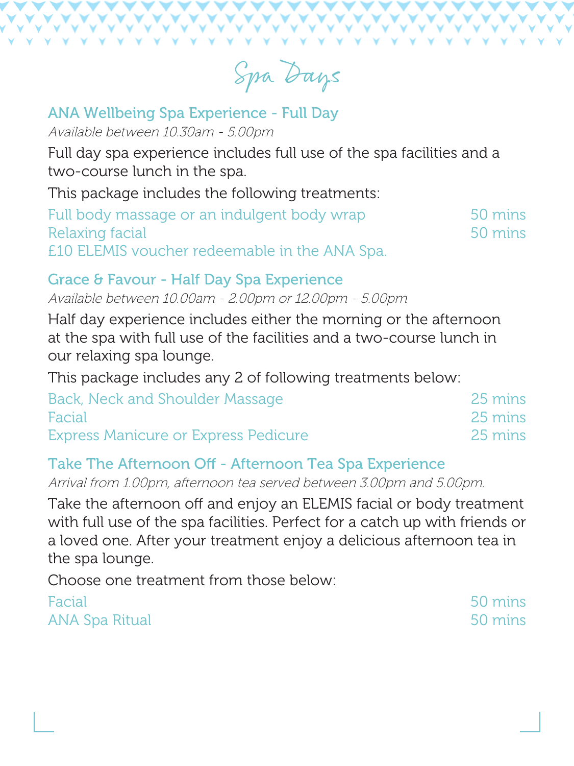# Spa Days

## ANA Wellbeing Spa Experience - Full Day

*Available between 10.30am - 5.00pm*

Full day spa experience includes full use of the spa facilities and a two-course lunch in the spa.

This package includes the following treatments:

| | |
|---|---|
| Full body massage or an indulgent body wrap | 50 mins |
| Relaxing facial | 50 mins |
| £10 ELEMIS voucher redeemable in the ANA Spa. | |

## Grace & Favour - Half Day Spa Experience

*Available between 10.00am - 2.00pm or 12.00pm - 5.00pm*

Half day experience includes either the morning or the afternoon at the spa with full use of the facilities and a two-course lunch in our relaxing spa lounge.

This package includes any 2 of following treatments below:

| | |
|---|---|
| Back, Neck and Shoulder Massage | 25 mins |
| Facial | 25 mins |
| Express Manicure or Express Pedicure | 25 mins |

## Take The Afternoon Off - Afternoon Tea Spa Experience

*Arrival from 1.00pm, afternoon tea served between 3.00pm and 5.00pm.*

Take the afternoon off and enjoy an ELEMIS facial or body treatment with full use of the spa facilities. Perfect for a catch up with friends or a loved one. After your treatment enjoy a delicious afternoon tea in the spa lounge.

Choose one treatment from those below:

| | |
|---|---|
| Facial | 50 mins |
| ANA Spa Ritual | 50 mins |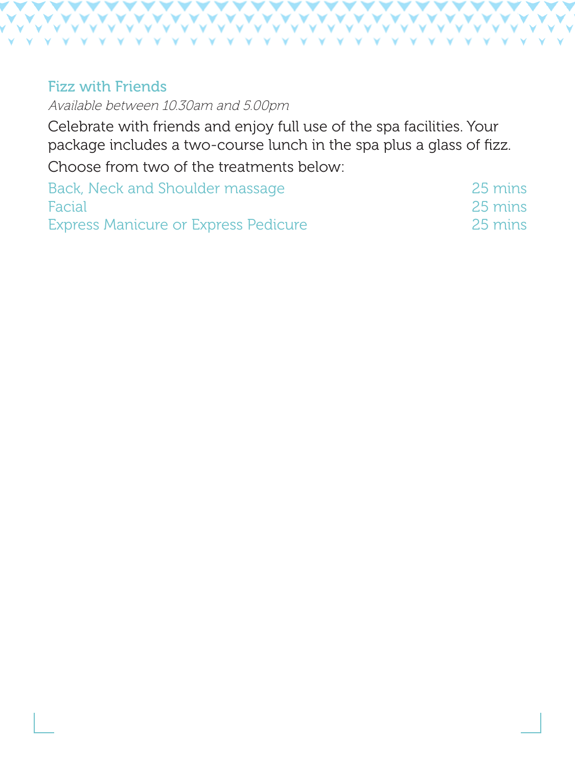## Fizz with Friends

*Available between 10.30am and 5.00pm*

Celebrate with friends and enjoy full use of the spa facilities. Your package includes a two-course lunch in the spa plus a glass of fizz.

Choose from two of the treatments below:

| | |
|---|---|
| Back, Neck and Shoulder massage | 25 mins |
| Facial | 25 mins |
| Express Manicure or Express Pedicure | 25 mins |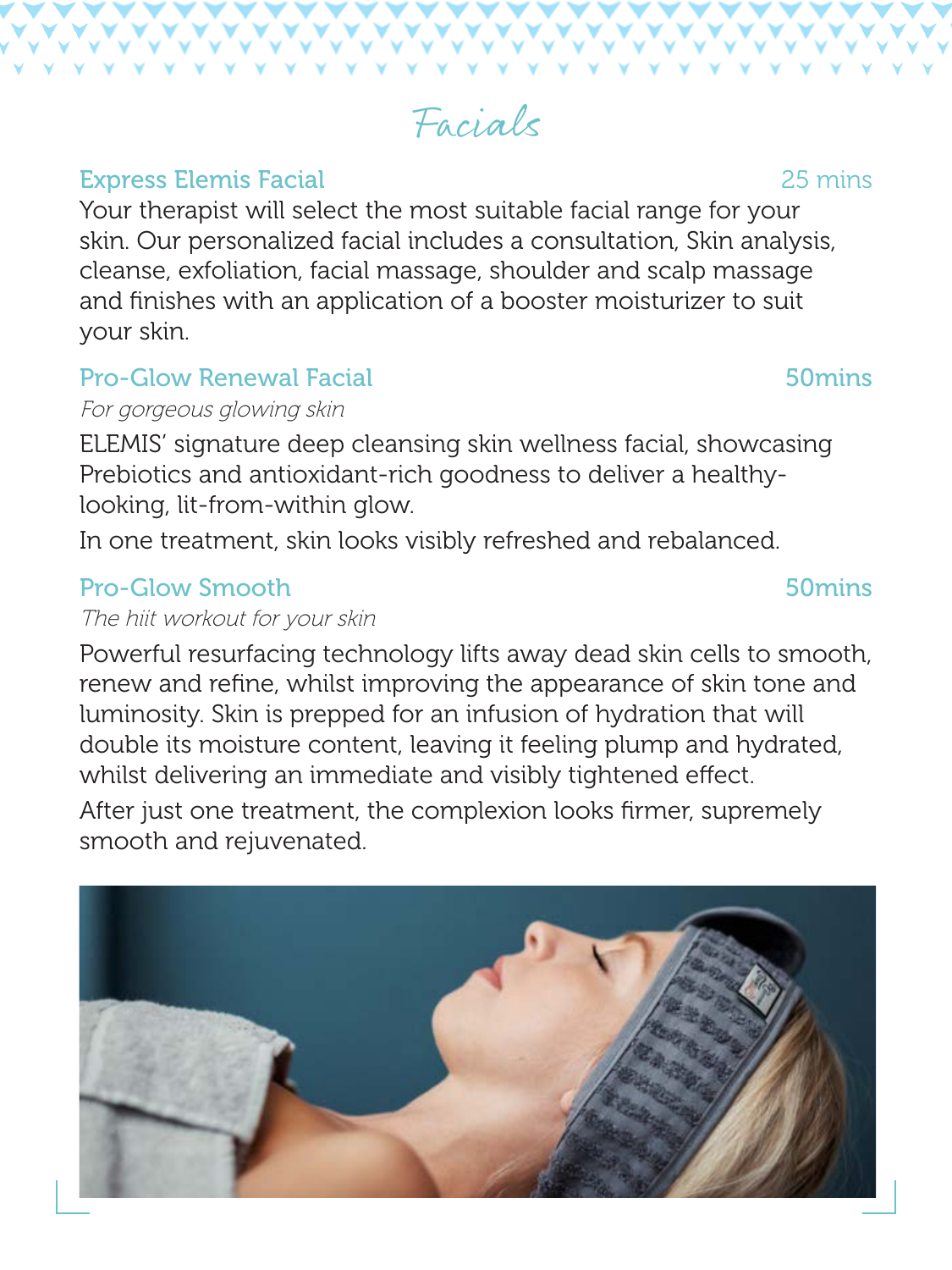# Facials

## Express Elemis Facial — 25 mins

Your therapist will select the most suitable facial range for your skin. Our personalized facial includes a consultation, Skin analysis, cleanse, exfoliation, facial massage, shoulder and scalp massage and finishes with an application of a booster moisturizer to suit your skin.

## Pro-Glow Renewal Facial — 50mins

*For gorgeous glowing skin*

ELEMIS' signature deep cleansing skin wellness facial, showcasing Prebiotics and antioxidant-rich goodness to deliver a healthy-looking, lit-from-within glow.

In one treatment, skin looks visibly refreshed and rebalanced.

## Pro-Glow Smooth — 50mins

*The hiit workout for your skin*

Powerful resurfacing technology lifts away dead skin cells to smooth, renew and refine, whilst improving the appearance of skin tone and luminosity. Skin is prepped for an infusion of hydration that will double its moisture content, leaving it feeling plump and hydrated, whilst delivering an immediate and visibly tightened effect.

After just one treatment, the complexion looks firmer, supremely smooth and rejuvenated.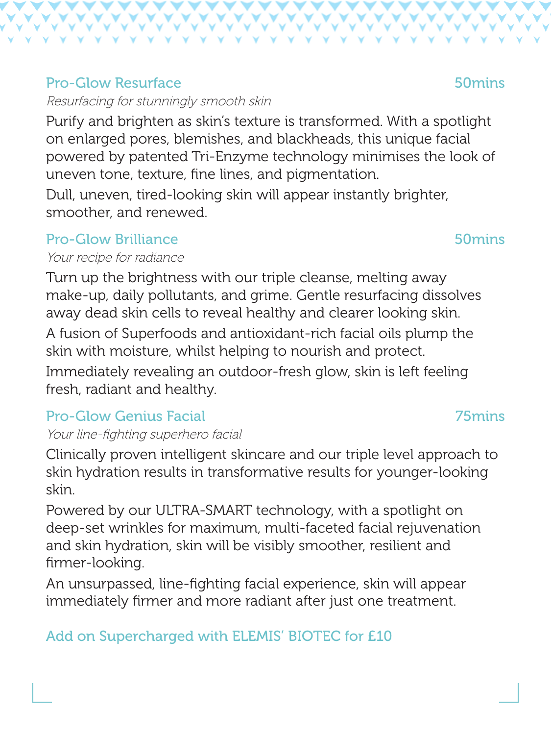## Pro-Glow Resurface 50mins

*Resurfacing for stunningly smooth skin*

Purify and brighten as skin's texture is transformed. With a spotlight on enlarged pores, blemishes, and blackheads, this unique facial powered by patented Tri-Enzyme technology minimises the look of uneven tone, texture, fine lines, and pigmentation.

Dull, uneven, tired-looking skin will appear instantly brighter, smoother, and renewed.

## Pro-Glow Brilliance 50mins

*Your recipe for radiance*

Turn up the brightness with our triple cleanse, melting away make-up, daily pollutants, and grime. Gentle resurfacing dissolves away dead skin cells to reveal healthy and clearer looking skin.

A fusion of Superfoods and antioxidant-rich facial oils plump the skin with moisture, whilst helping to nourish and protect.

Immediately revealing an outdoor-fresh glow, skin is left feeling fresh, radiant and healthy.

## Pro-Glow Genius Facial 75mins

*Your line-fighting superhero facial*

Clinically proven intelligent skincare and our triple level approach to skin hydration results in transformative results for younger-looking skin.

Powered by our ULTRA-SMART technology, with a spotlight on deep-set wrinkles for maximum, multi-faceted facial rejuvenation and skin hydration, skin will be visibly smoother, resilient and firmer-looking.

An unsurpassed, line-fighting facial experience, skin will appear immediately firmer and more radiant after just one treatment.

Add on Supercharged with ELEMIS' BIOTEC for £10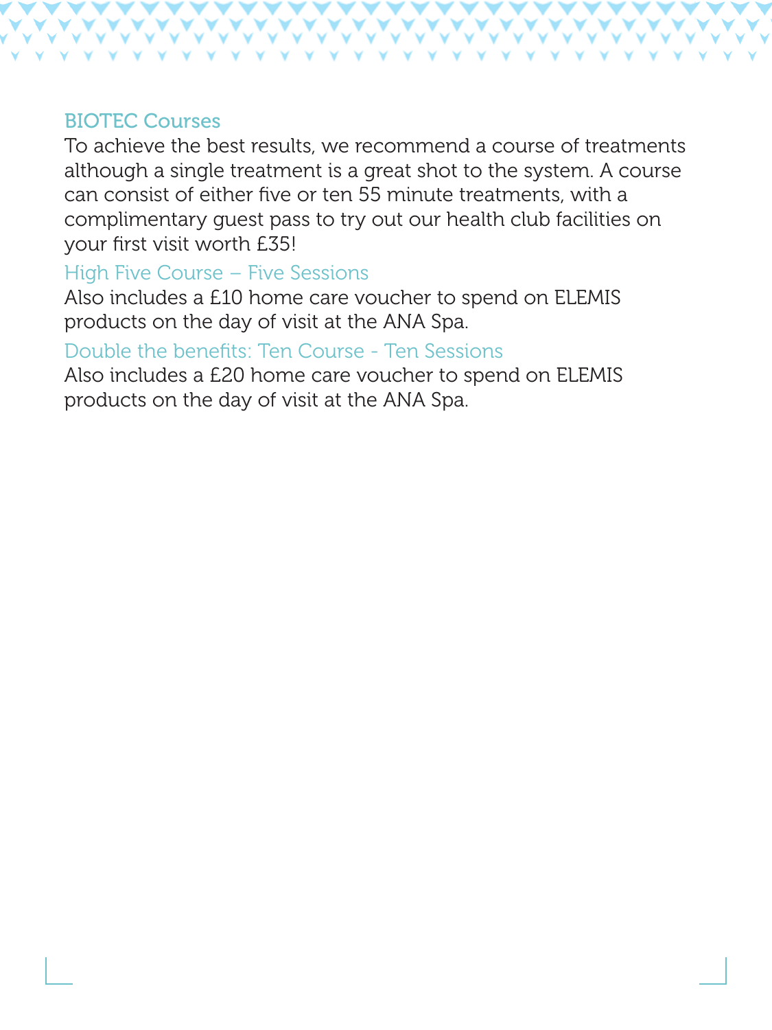## BIOTEC Courses

To achieve the best results, we recommend a course of treatments although a single treatment is a great shot to the system. A course can consist of either five or ten 55 minute treatments, with a complimentary guest pass to try out our health club facilities on your first visit worth £35!

### High Five Course – Five Sessions

Also includes a £10 home care voucher to spend on ELEMIS products on the day of visit at the ANA Spa.

### Double the benefits: Ten Course - Ten Sessions

Also includes a £20 home care voucher to spend on ELEMIS products on the day of visit at the ANA Spa.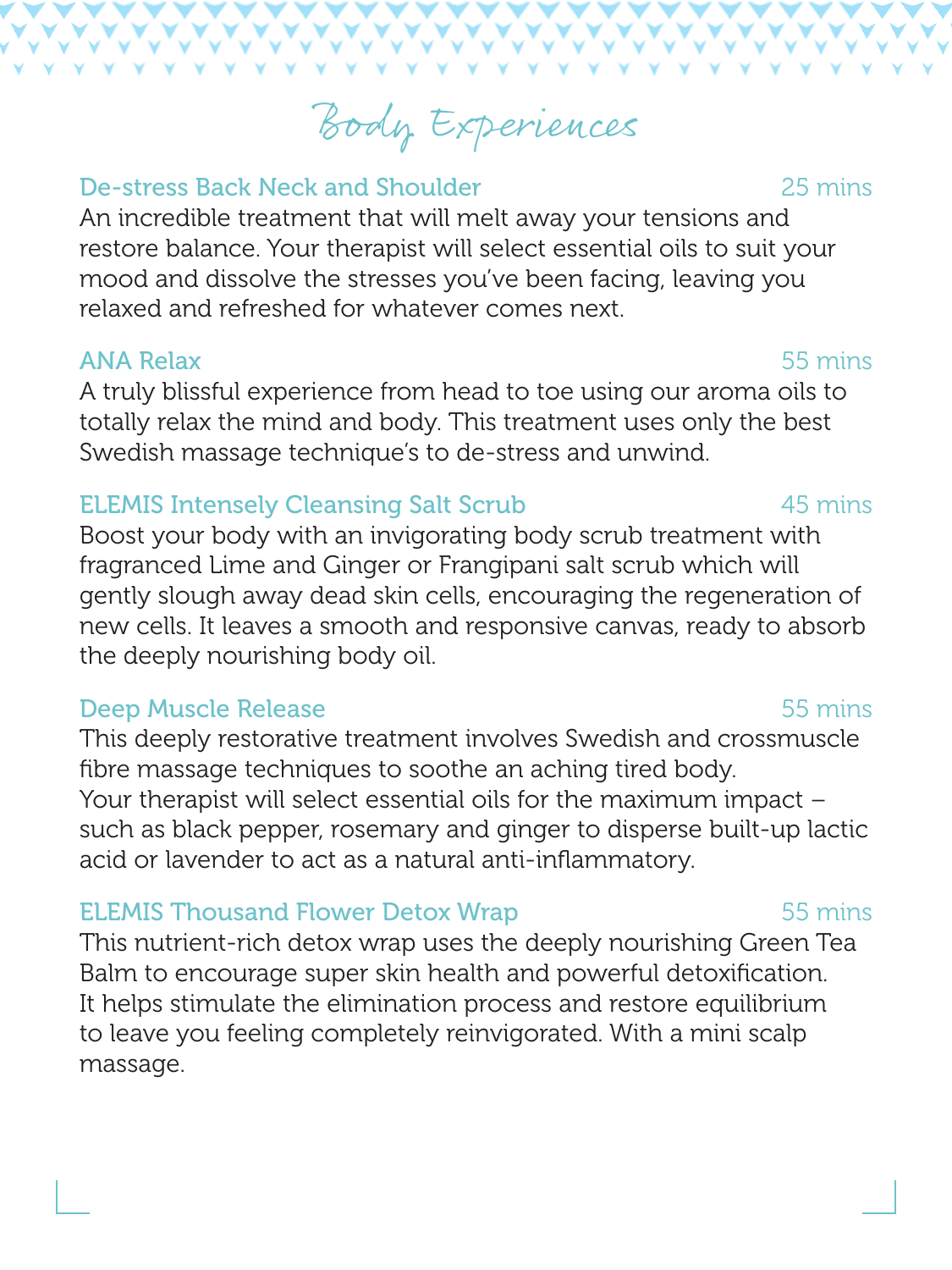# Body Experiences

### De-stress Back Neck and Shoulder — 25 mins

An incredible treatment that will melt away your tensions and restore balance. Your therapist will select essential oils to suit your mood and dissolve the stresses you've been facing, leaving you relaxed and refreshed for whatever comes next.

### ANA Relax — 55 mins

A truly blissful experience from head to toe using our aroma oils to totally relax the mind and body. This treatment uses only the best Swedish massage technique's to de-stress and unwind.

### ELEMIS Intensely Cleansing Salt Scrub — 45 mins

Boost your body with an invigorating body scrub treatment with fragranced Lime and Ginger or Frangipani salt scrub which will gently slough away dead skin cells, encouraging the regeneration of new cells. It leaves a smooth and responsive canvas, ready to absorb the deeply nourishing body oil.

### Deep Muscle Release — 55 mins

This deeply restorative treatment involves Swedish and crossmuscle fibre massage techniques to soothe an aching tired body. Your therapist will select essential oils for the maximum impact – such as black pepper, rosemary and ginger to disperse built-up lactic acid or lavender to act as a natural anti-inflammatory.

### ELEMIS Thousand Flower Detox Wrap — 55 mins

This nutrient-rich detox wrap uses the deeply nourishing Green Tea Balm to encourage super skin health and powerful detoxification. It helps stimulate the elimination process and restore equilibrium to leave you feeling completely reinvigorated. With a mini scalp massage.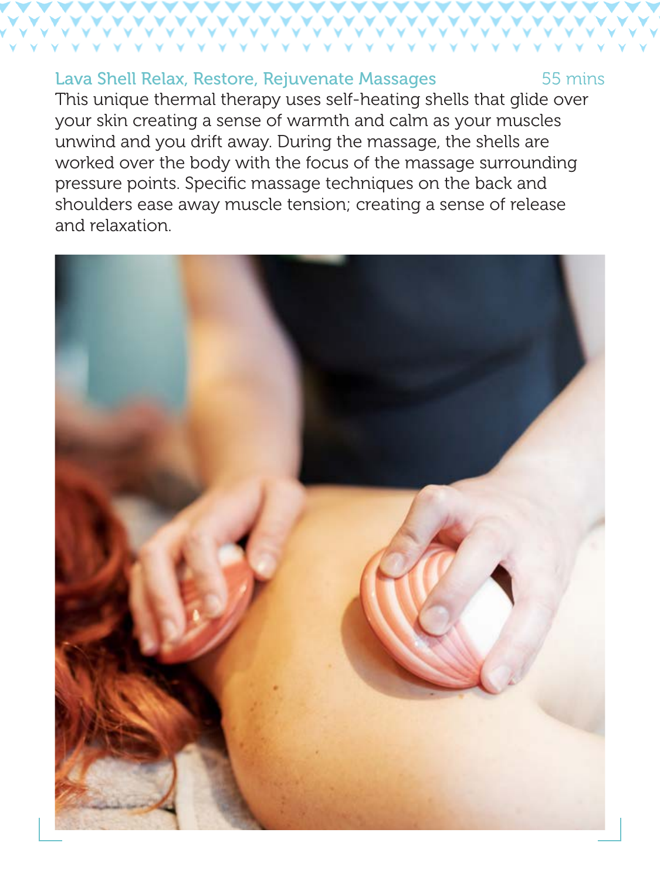## Lava Shell Relax, Restore, Rejuvenate Massages — 55 mins

This unique thermal therapy uses self-heating shells that glide over your skin creating a sense of warmth and calm as your muscles unwind and you drift away. During the massage, the shells are worked over the body with the focus of the massage surrounding pressure points. Specific massage techniques on the back and shoulders ease away muscle tension; creating a sense of release and relaxation.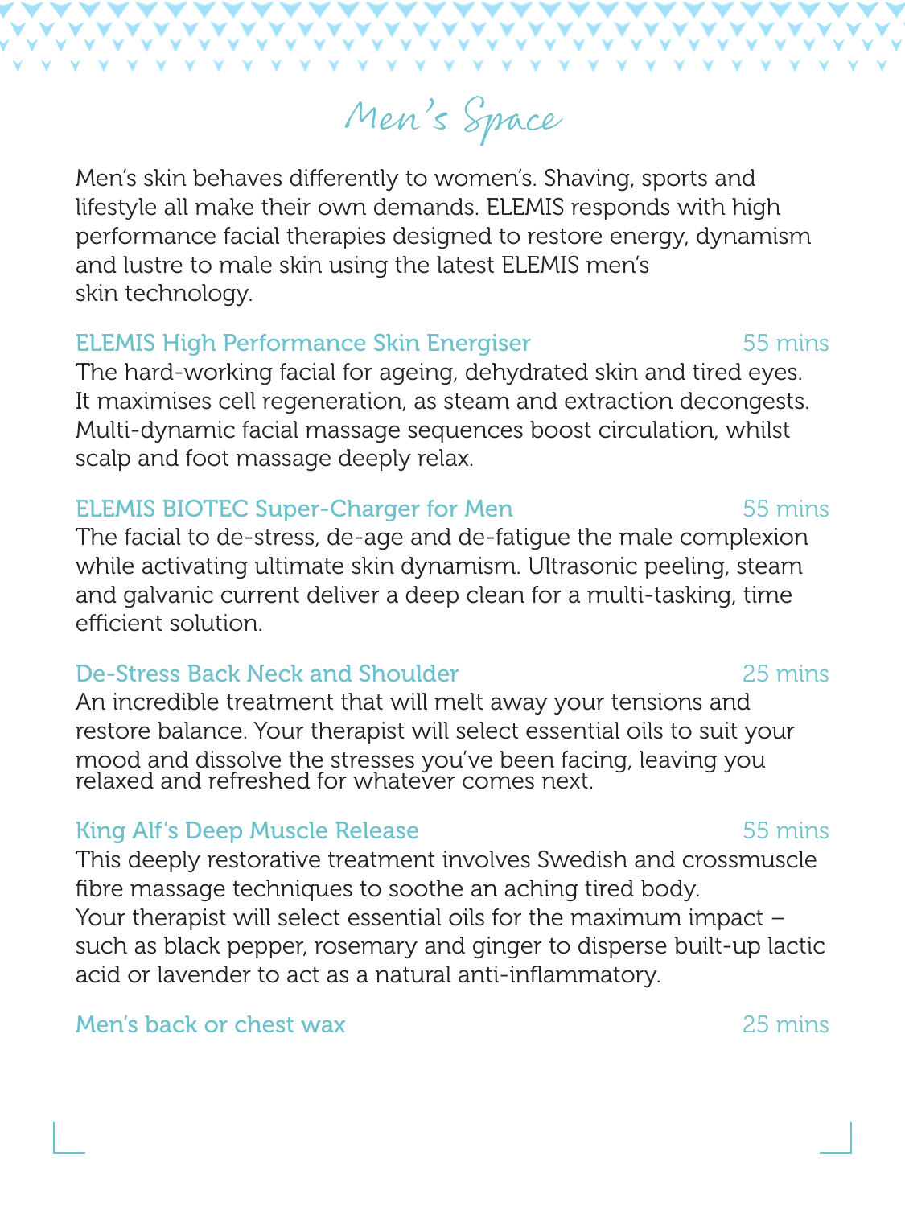# Men's Space

Men's skin behaves differently to women's. Shaving, sports and lifestyle all make their own demands. ELEMIS responds with high performance facial therapies designed to restore energy, dynamism and lustre to male skin using the latest ELEMIS men's skin technology.

### ELEMIS High Performance Skin Energiser — 55 mins

The hard-working facial for ageing, dehydrated skin and tired eyes. It maximises cell regeneration, as steam and extraction decongests. Multi-dynamic facial massage sequences boost circulation, whilst scalp and foot massage deeply relax.

### ELEMIS BIOTEC Super-Charger for Men — 55 mins

The facial to de-stress, de-age and de-fatigue the male complexion while activating ultimate skin dynamism. Ultrasonic peeling, steam and galvanic current deliver a deep clean for a multi-tasking, time efficient solution.

### De-Stress Back Neck and Shoulder — 25 mins

An incredible treatment that will melt away your tensions and restore balance. Your therapist will select essential oils to suit your mood and dissolve the stresses you've been facing, leaving you relaxed and refreshed for whatever comes next.

### King Alf's Deep Muscle Release — 55 mins

This deeply restorative treatment involves Swedish and crossmuscle fibre massage techniques to soothe an aching tired body. Your therapist will select essential oils for the maximum impact – such as black pepper, rosemary and ginger to disperse built-up lactic acid or lavender to act as a natural anti-inflammatory.

### Men's back or chest wax — 25 mins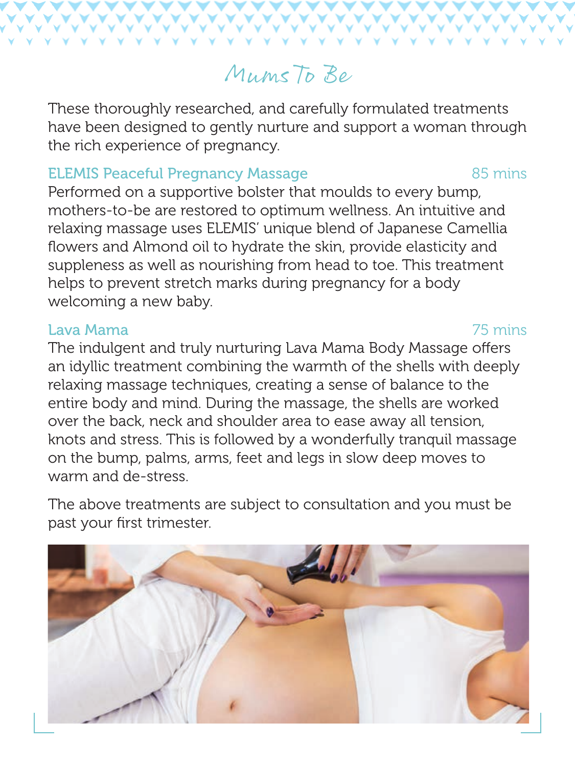# Mums To Be

These thoroughly researched, and carefully formulated treatments have been designed to gently nurture and support a woman through the rich experience of pregnancy.

## ELEMIS Peaceful Pregnancy Massage — 85 mins

Performed on a supportive bolster that moulds to every bump, mothers-to-be are restored to optimum wellness. An intuitive and relaxing massage uses ELEMIS' unique blend of Japanese Camellia flowers and Almond oil to hydrate the skin, provide elasticity and suppleness as well as nourishing from head to toe. This treatment helps to prevent stretch marks during pregnancy for a body welcoming a new baby.

## Lava Mama — 75 mins

The indulgent and truly nurturing Lava Mama Body Massage offers an idyllic treatment combining the warmth of the shells with deeply relaxing massage techniques, creating a sense of balance to the entire body and mind. During the massage, the shells are worked over the back, neck and shoulder area to ease away all tension, knots and stress. This is followed by a wonderfully tranquil massage on the bump, palms, arms, feet and legs in slow deep moves to warm and de-stress.

The above treatments are subject to consultation and you must be past your first trimester.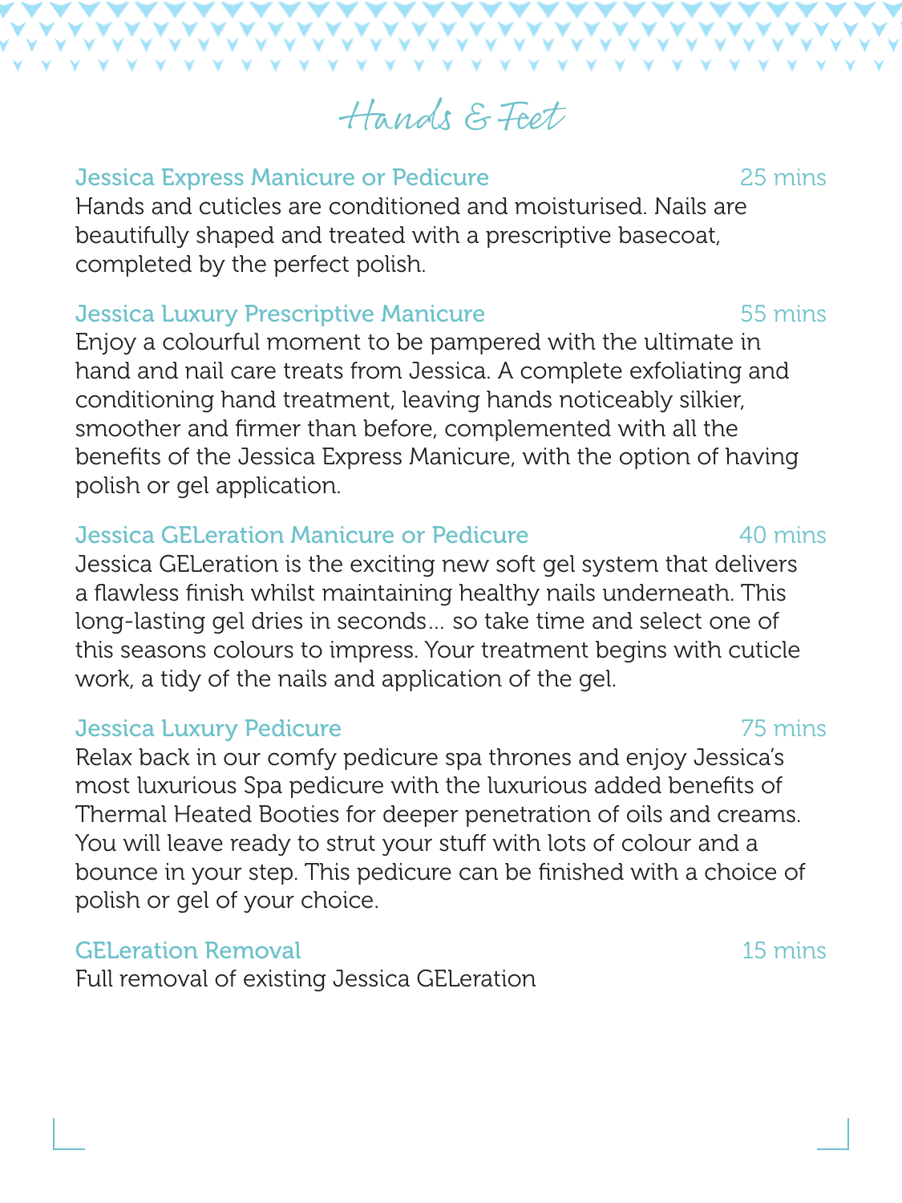# Hands & Feet

### Jessica Express Manicure or Pedicure — 25 mins

Hands and cuticles are conditioned and moisturised. Nails are beautifully shaped and treated with a prescriptive basecoat, completed by the perfect polish.

### Jessica Luxury Prescriptive Manicure — 55 mins

Enjoy a colourful moment to be pampered with the ultimate in hand and nail care treats from Jessica. A complete exfoliating and conditioning hand treatment, leaving hands noticeably silkier, smoother and firmer than before, complemented with all the benefits of the Jessica Express Manicure, with the option of having polish or gel application.

### Jessica GELeration Manicure or Pedicure — 40 mins

Jessica GELeration is the exciting new soft gel system that delivers a flawless finish whilst maintaining healthy nails underneath. This long-lasting gel dries in seconds... so take time and select one of this seasons colours to impress. Your treatment begins with cuticle work, a tidy of the nails and application of the gel.

### Jessica Luxury Pedicure — 75 mins

Relax back in our comfy pedicure spa thrones and enjoy Jessica's most luxurious Spa pedicure with the luxurious added benefits of Thermal Heated Booties for deeper penetration of oils and creams. You will leave ready to strut your stuff with lots of colour and a bounce in your step. This pedicure can be finished with a choice of polish or gel of your choice.

### GELeration Removal — 15 mins

Full removal of existing Jessica GELeration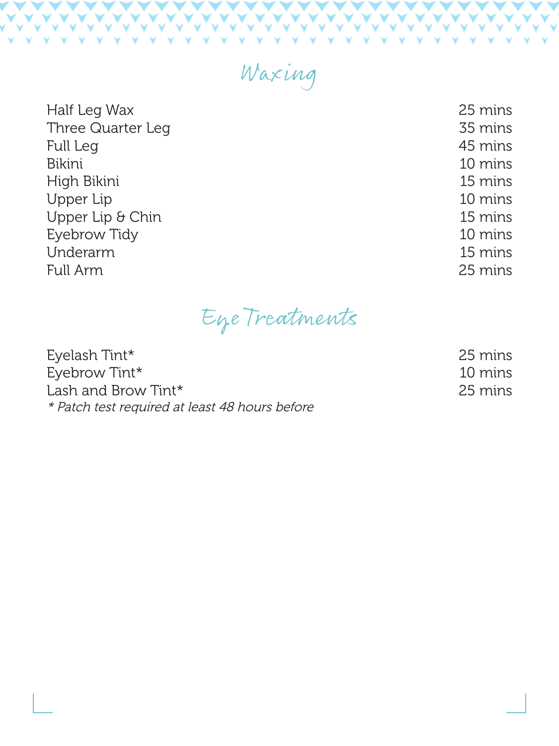## Waxing

| | |
|---|---|
| Half Leg Wax | 25 mins |
| Three Quarter Leg | 35 mins |
| Full Leg | 45 mins |
| Bikini | 10 mins |
| High Bikini | 15 mins |
| Upper Lip | 10 mins |
| Upper Lip & Chin | 15 mins |
| Eyebrow Tidy | 10 mins |
| Underarm | 15 mins |
| Full Arm | 25 mins |

## Eye Treatments

| | |
|---|---|
| Eyelash Tint* | 25 mins |
| Eyebrow Tint* | 10 mins |
| Lash and Brow Tint* | 25 mins |

*\* Patch test required at least 48 hours before*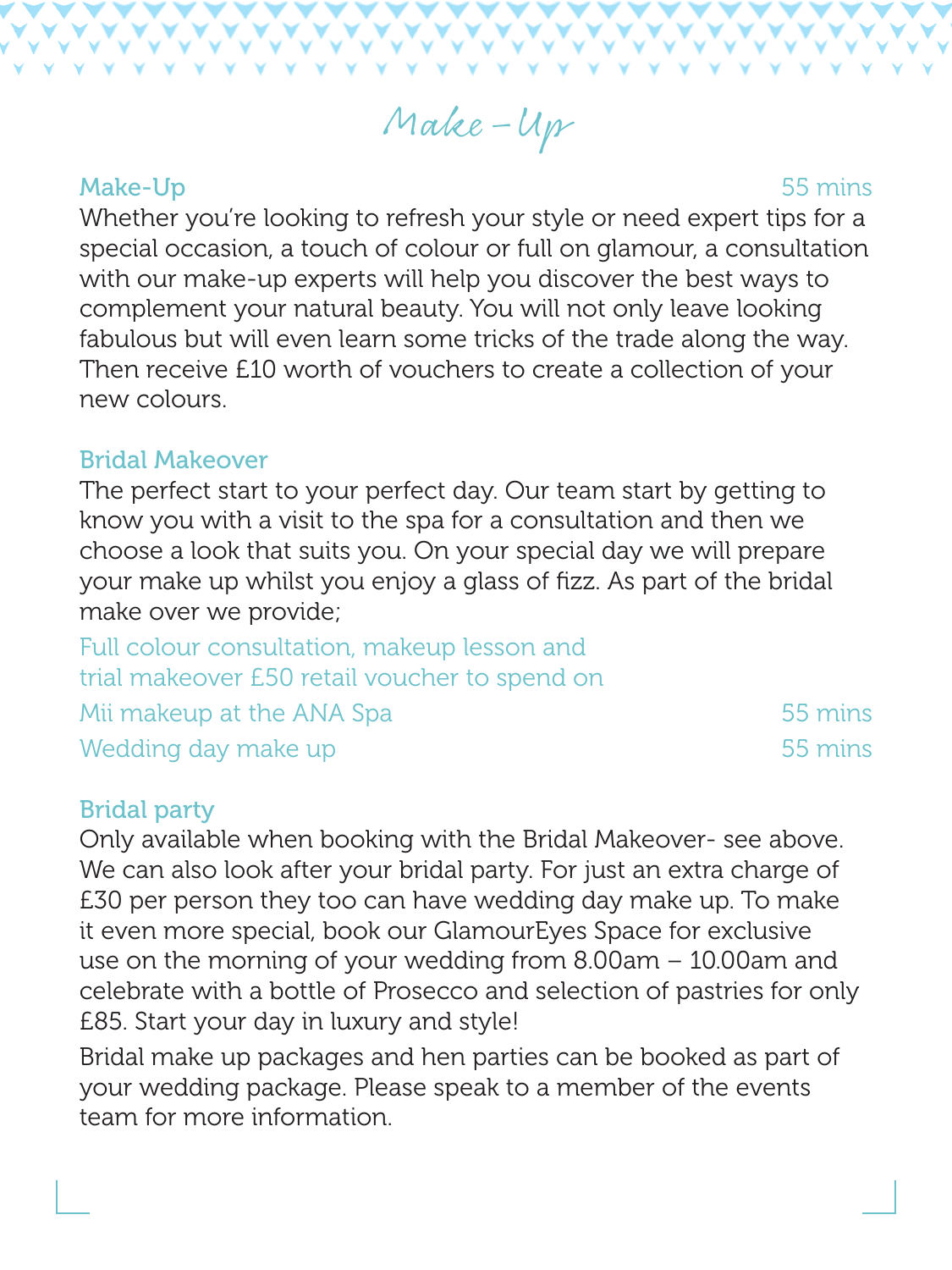# Make-Up

## Make-Up

55 mins

Whether you're looking to refresh your style or need expert tips for a special occasion, a touch of colour or full on glamour, a consultation with our make-up experts will help you discover the best ways to complement your natural beauty. You will not only leave looking fabulous but will even learn some tricks of the trade along the way. Then receive £10 worth of vouchers to create a collection of your new colours.

## Bridal Makeover

The perfect start to your perfect day. Our team start by getting to know you with a visit to the spa for a consultation and then we choose a look that suits you. On your special day we will prepare your make up whilst you enjoy a glass of fizz. As part of the bridal make over we provide;

Full colour consultation, makeup lesson and trial makeover £50 retail voucher to spend on Mii makeup at the ANA Spa — 55 mins

Wedding day make up — 55 mins

## Bridal party

Only available when booking with the Bridal Makeover- see above. We can also look after your bridal party. For just an extra charge of £30 per person they too can have wedding day make up. To make it even more special, book our GlamourEyes Space for exclusive use on the morning of your wedding from 8.00am – 10.00am and celebrate with a bottle of Prosecco and selection of pastries for only £85. Start your day in luxury and style!

Bridal make up packages and hen parties can be booked as part of your wedding package. Please speak to a member of the events team for more information.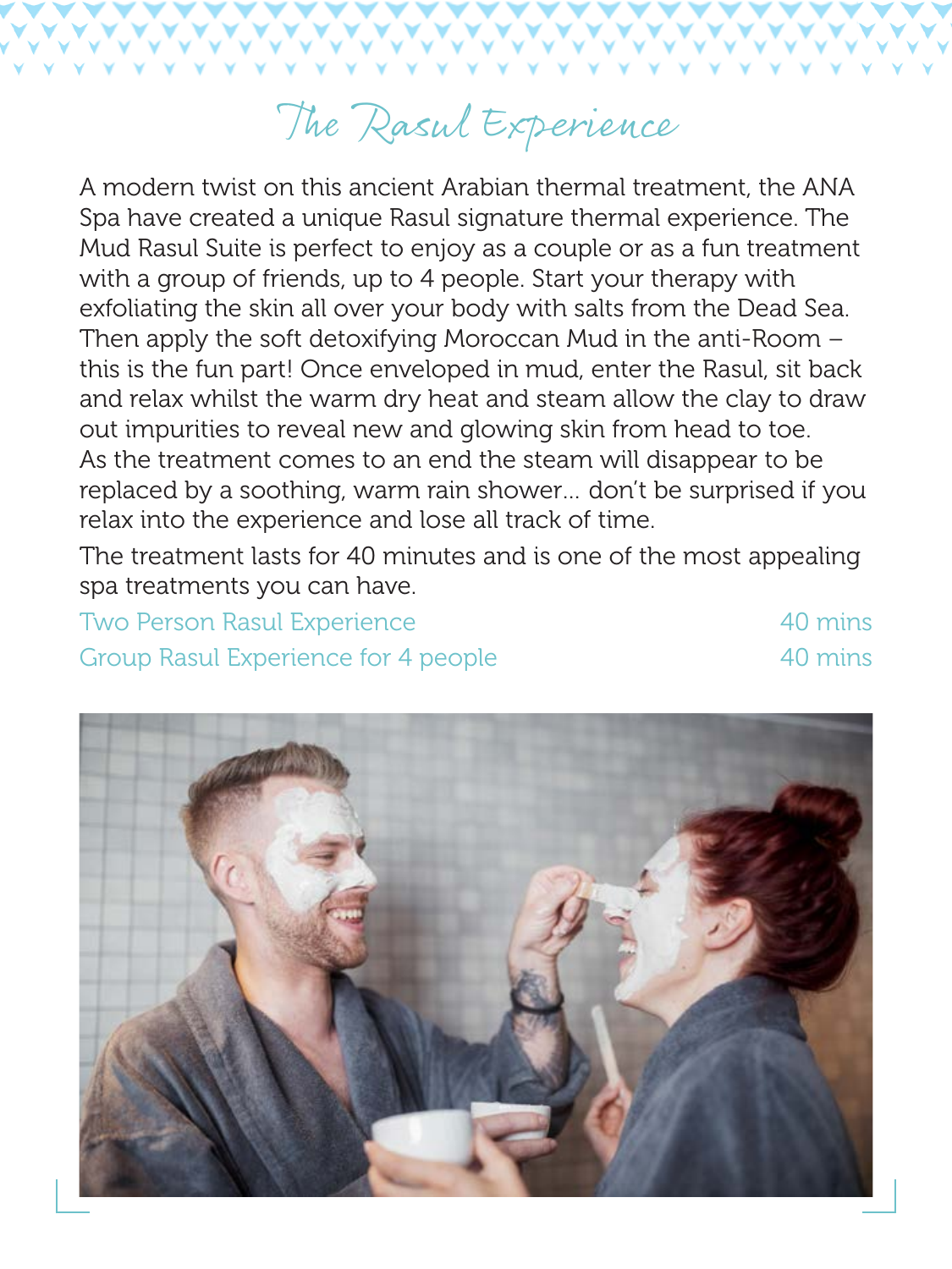# The Rasul Experience

A modern twist on this ancient Arabian thermal treatment, the ANA Spa have created a unique Rasul signature thermal experience. The Mud Rasul Suite is perfect to enjoy as a couple or as a fun treatment with a group of friends, up to 4 people. Start your therapy with exfoliating the skin all over your body with salts from the Dead Sea. Then apply the soft detoxifying Moroccan Mud in the anti-Room – this is the fun part! Once enveloped in mud, enter the Rasul, sit back and relax whilst the warm dry heat and steam allow the clay to draw out impurities to reveal new and glowing skin from head to toe. As the treatment comes to an end the steam will disappear to be replaced by a soothing, warm rain shower... don't be surprised if you relax into the experience and lose all track of time.

The treatment lasts for 40 minutes and is one of the most appealing spa treatments you can have.

| | |
|---|---|
| Two Person Rasul Experience | 40 mins |
| Group Rasul Experience for 4 people | 40 mins |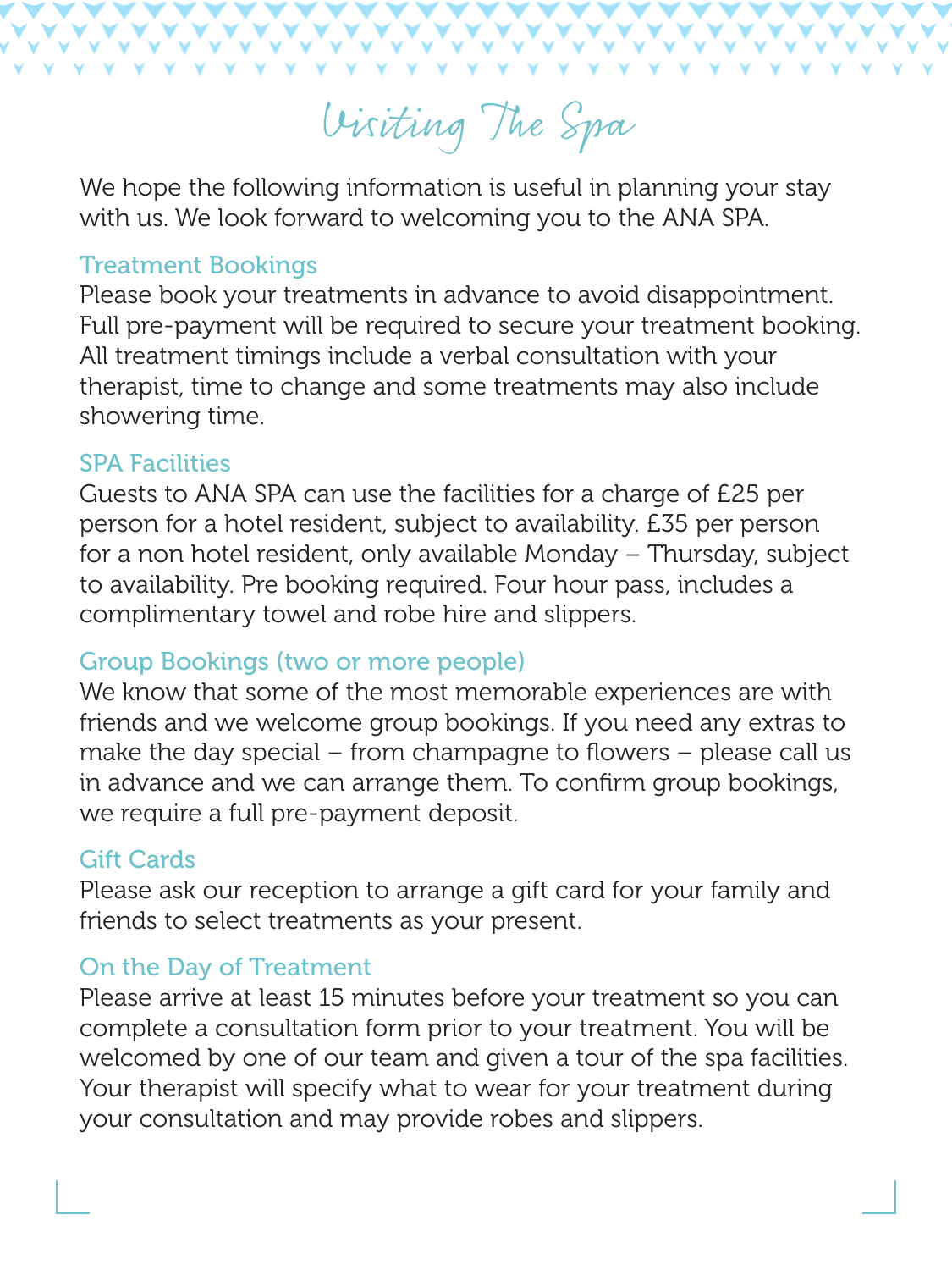# Visiting The Spa

We hope the following information is useful in planning your stay with us. We look forward to welcoming you to the ANA SPA.

## Treatment Bookings

Please book your treatments in advance to avoid disappointment. Full pre-payment will be required to secure your treatment booking. All treatment timings include a verbal consultation with your therapist, time to change and some treatments may also include showering time.

## SPA Facilities

Guests to ANA SPA can use the facilities for a charge of £25 per person for a hotel resident, subject to availability. £35 per person for a non hotel resident, only available Monday – Thursday, subject to availability. Pre booking required. Four hour pass, includes a complimentary towel and robe hire and slippers.

## Group Bookings (two or more people)

We know that some of the most memorable experiences are with friends and we welcome group bookings. If you need any extras to make the day special – from champagne to flowers – please call us in advance and we can arrange them. To confirm group bookings, we require a full pre-payment deposit.

## Gift Cards

Please ask our reception to arrange a gift card for your family and friends to select treatments as your present.

## On the Day of Treatment

Please arrive at least 15 minutes before your treatment so you can complete a consultation form prior to your treatment. You will be welcomed by one of our team and given a tour of the spa facilities. Your therapist will specify what to wear for your treatment during your consultation and may provide robes and slippers.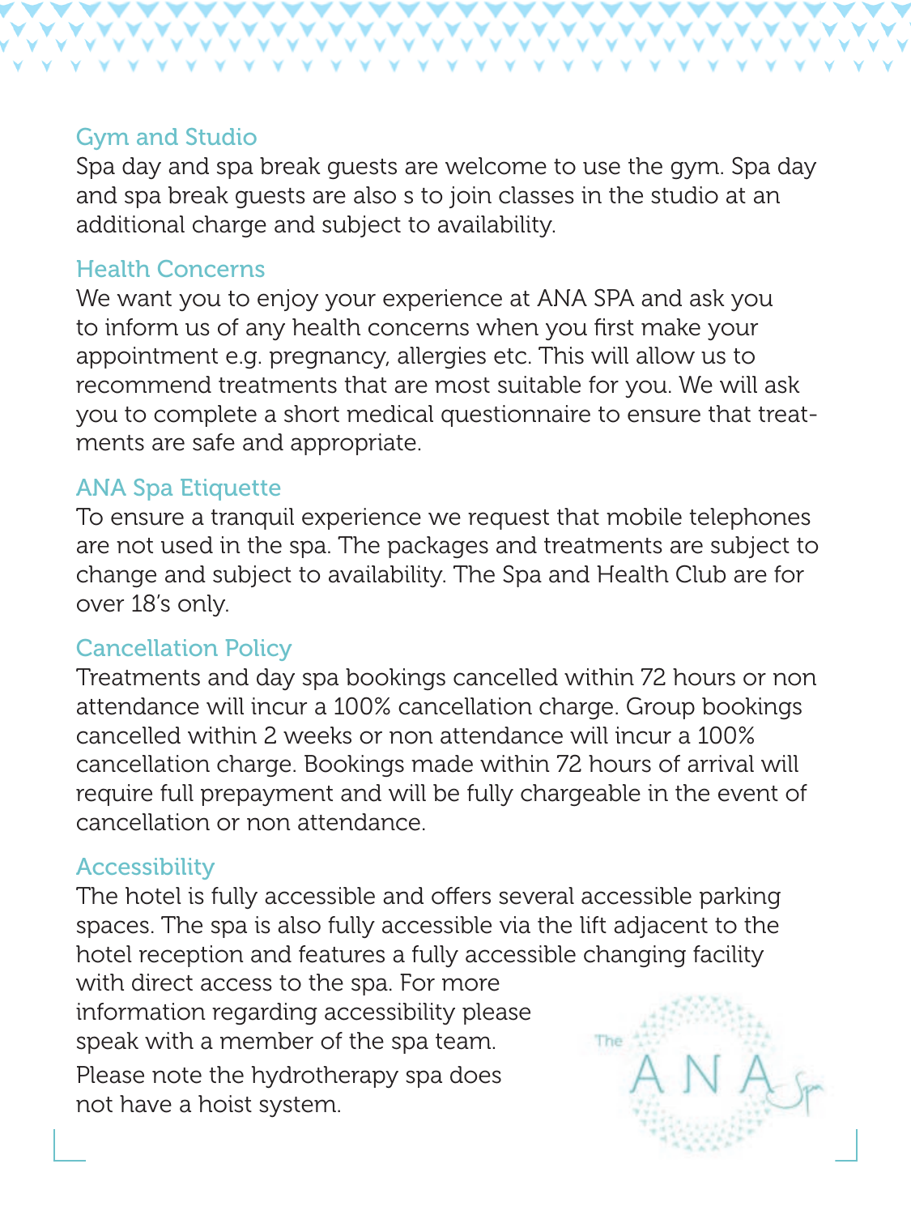## Gym and Studio

Spa day and spa break guests are welcome to use the gym. Spa day and spa break guests are also s to join classes in the studio at an additional charge and subject to availability.

## Health Concerns

We want you to enjoy your experience at ANA SPA and ask you to inform us of any health concerns when you first make your appointment e.g. pregnancy, allergies etc. This will allow us to recommend treatments that are most suitable for you. We will ask you to complete a short medical questionnaire to ensure that treatments are safe and appropriate.

## ANA Spa Etiquette

To ensure a tranquil experience we request that mobile telephones are not used in the spa. The packages and treatments are subject to change and subject to availability. The Spa and Health Club are for over 18's only.

## Cancellation Policy

Treatments and day spa bookings cancelled within 72 hours or non attendance will incur a 100% cancellation charge. Group bookings cancelled within 2 weeks or non attendance will incur a 100% cancellation charge. Bookings made within 72 hours of arrival will require full prepayment and will be fully chargeable in the event of cancellation or non attendance.

## Accessibility

The hotel is fully accessible and offers several accessible parking spaces. The spa is also fully accessible via the lift adjacent to the hotel reception and features a fully accessible changing facility with direct access to the spa. For more information regarding accessibility please speak with a member of the spa team.

Please note the hydrotherapy spa does not have a hoist system.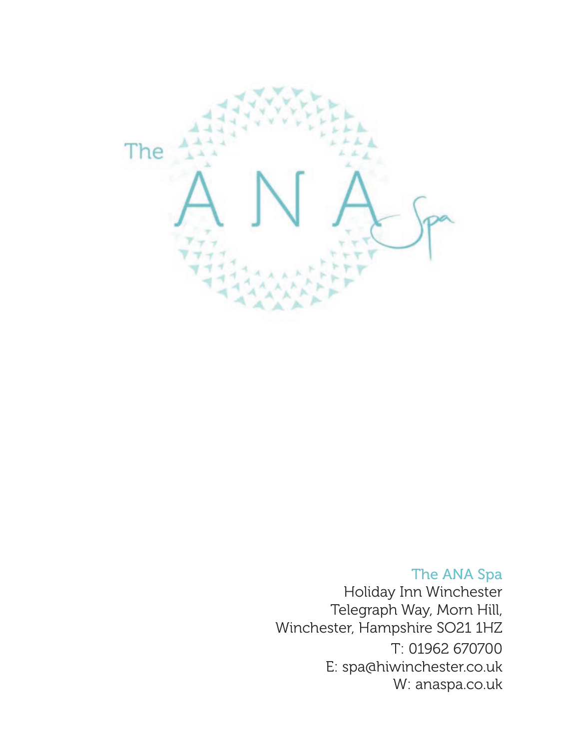The ANA Spa

The ANA Spa
Holiday Inn Winchester
Telegraph Way, Morn Hill,
Winchester, Hampshire SO21 1HZ
T: 01962 670700
E: spa@hiwinchester.co.uk
W: anaspa.co.uk